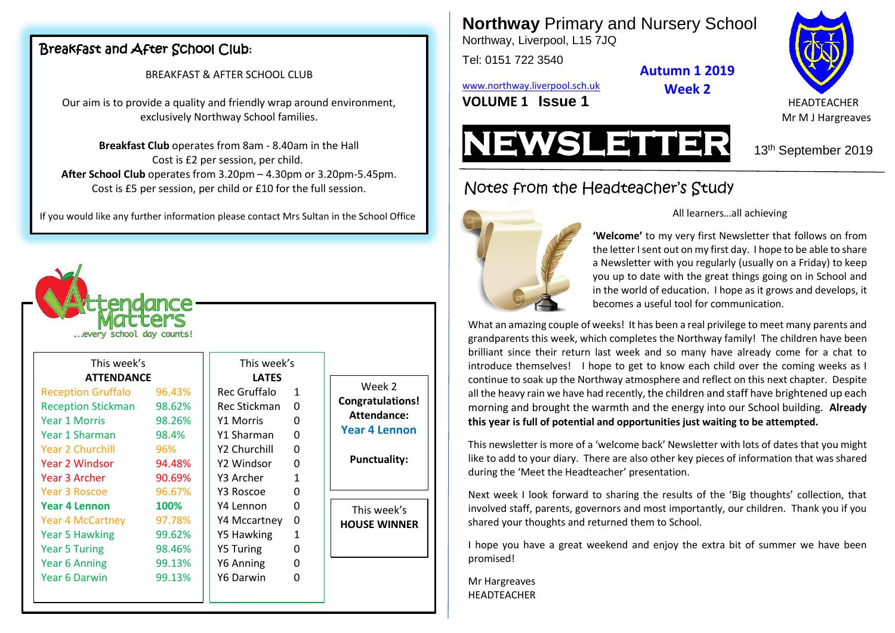# Northway Primary and Nursery School

Northway, Liverpool, L15 7JQ

Tel: 0151 722 3540

www.northway.liverpool.sch.uk

**VOLUME 1 Issue 1**

**Autumn 1 2019**
**Week 2**

HEADTEACHER
Mr M J Hargreaves

# NEWSLETTER

13th September 2019

## Notes from the Headteacher's Study

All learners…all achieving

**'Welcome'** to my very first Newsletter that follows on from the letter I sent out on my first day. I hope to be able to share a Newsletter with you regularly (usually on a Friday) to keep you up to date with the great things going on in School and in the world of education. I hope as it grows and develops, it becomes a useful tool for communication.

What an amazing couple of weeks! It has been a real privilege to meet many parents and grandparents this week, which completes the Northway family! The children have been brilliant since their return last week and so many have already come for a chat to introduce themselves! I hope to get to know each child over the coming weeks as I continue to soak up the Northway atmosphere and reflect on this next chapter. Despite all the heavy rain we have had recently, the children and staff have brightened up each morning and brought the warmth and the energy into our School building. **Already this year is full of potential and opportunities just waiting to be attempted.**

This newsletter is more of a 'welcome back' Newsletter with lots of dates that you might like to add to your diary. There are also other key pieces of information that was shared during the 'Meet the Headteacher' presentation.

Next week I look forward to sharing the results of the 'Big thoughts' collection, that involved staff, parents, governors and most importantly, our children. Thank you if you shared your thoughts and returned them to School.

I hope you have a great weekend and enjoy the extra bit of summer we have been promised!

Mr Hargreaves
HEADTEACHER

## Breakfast and After School Club:

BREAKFAST & AFTER SCHOOL CLUB

Our aim is to provide a quality and friendly wrap around environment, exclusively Northway School families.

**Breakfast Club** operates from 8am - 8.40am in the Hall
Cost is £2 per session, per child.
**After School Club** operates from 3.20pm – 4.30pm or 3.20pm-5.45pm.
Cost is £5 per session, per child or £10 for the full session.

If you would like any further information please contact Mrs Sultan in the School Office

## Attendance Matters

...every school day counts!

| This week's ATTENDANCE | |
|---|---|
| Reception Gruffalo | 96.43% |
| Reception Stickman | 98.62% |
| Year 1 Morris | 98.26% |
| Year 1 Sharman | 98.4% |
| Year 2 Churchill | 96% |
| Year 2 Windsor | 94.48% |
| Year 3 Archer | 90.69% |
| Year 3 Roscoe | 96.67% |
| **Year 4 Lennon** | **100%** |
| Year 4 McCartney | 97.78% |
| Year 5 Hawking | 99.62% |
| Year 5 Turing | 98.46% |
| Year 6 Anning | 99.13% |
| Year 6 Darwin | 99.13% |

| This week's LATES | |
|---|---|
| Rec Gruffalo | 1 |
| Rec Stickman | 0 |
| Y1 Morris | 0 |
| Y1 Sharman | 0 |
| Y2 Churchill | 0 |
| Y2 Windsor | 0 |
| Y3 Archer | 1 |
| Y3 Roscoe | 0 |
| Y4 Lennon | 0 |
| Y4 Mccartney | 0 |
| Y5 Hawking | 1 |
| Y5 Turing | 0 |
| Y6 Anning | 0 |
| Y6 Darwin | 0 |

Week 2
**Congratulations!**
**Attendance:**
**Year 4 Lennon**

**Punctuality:**

This week's
**HOUSE WINNER**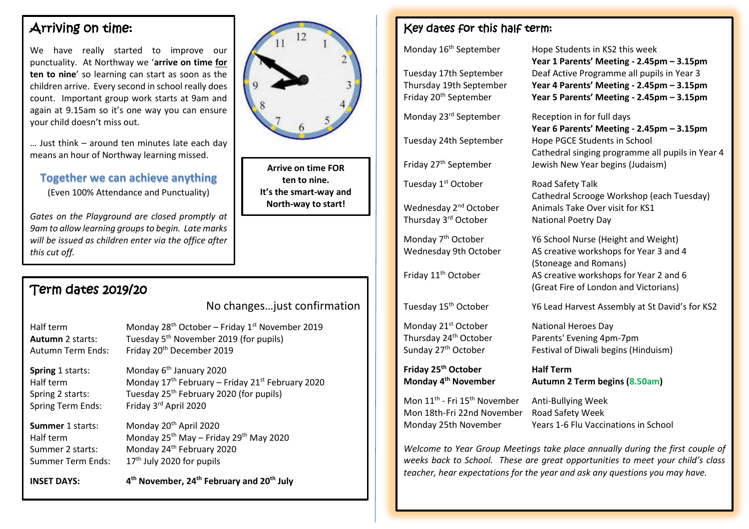## Arriving on time:

We have really started to improve our punctuality. At Northway we '**arrive on time <u>for</u> ten to nine**' so learning can start as soon as the children arrive. Every second in school really does count. Important group work starts at 9am and again at 9.15am so it's one way you can ensure your child doesn't miss out.

… Just think – around ten minutes late each day means an hour of Northway learning missed.

**Together we can achieve anything**

(Even 100% Attendance and Punctuality)

*Gates on the Playground are closed promptly at 9am to allow learning groups to begin. Late marks will be issued as children enter via the office after this cut off.*

**Arrive on time FOR ten to nine.
It's the smart-way and North-way to start!**

## Term dates 2019/20

No changes…just confirmation

| | |
|---|---|
| Half term | Monday 28th October – Friday 1st November 2019 |
| **Autumn** 2 starts: | Tuesday 5th November 2019 (for pupils) |
| Autumn Term Ends: | Friday 20th December 2019 |
| **Spring** 1 starts: | Monday 6th January 2020 |
| Half term | Monday 17th February – Friday 21st February 2020 |
| Spring 2 starts: | Tuesday 25th February 2020 (for pupils) |
| Spring Term Ends: | Friday 3rd April 2020 |
| **Summer** 1 starts: | Monday 20th April 2020 |
| Half term | Monday 25th May – Friday 29th May 2020 |
| Summer 2 starts: | Monday 24th February 2020 |
| Summer Term Ends: | 17th July 2020 for pupils |
| **INSET DAYS:** | **4th November, 24th February and 20th July** |

## Key dates for this half term:

| | |
|---|---|
| Monday 16th September | Hope Students in KS2 this week<br>**Year 1 Parents' Meeting - 2.45pm – 3.15pm** |
| Tuesday 17th September | Deaf Active Programme all pupils in Year 3 |
| Thursday 19th September | **Year 4 Parents' Meeting - 2.45pm – 3.15pm** |
| Friday 20th September | **Year 5 Parents' Meeting - 2.45pm – 3.15pm** |
| Monday 23rd September | Reception in for full days<br>**Year 6 Parents' Meeting - 2.45pm – 3.15pm** |
| Tuesday 24th September | Hope PGCE Students in School<br>Cathedral singing programme all pupils in Year 4 |
| Friday 27th September | Jewish New Year begins (Judaism) |
| Tuesday 1st October | Road Safety Talk<br>Cathedral Scrooge Workshop (each Tuesday) |
| Wednesday 2nd October | Animals Take Over visit for KS1 |
| Thursday 3rd October | National Poetry Day |
| Monday 7th October | Y6 School Nurse (Height and Weight) |
| Wednesday 9th October | AS creative workshops for Year 3 and 4 (Stoneage and Romans) |
| Friday 11th October | AS creative workshops for Year 2 and 6 (Great Fire of London and Victorians) |
| Tuesday 15th October | Y6 Lead Harvest Assembly at St David's for KS2 |
| Monday 21st October | National Heroes Day |
| Thursday 24th October | Parents' Evening 4pm-7pm |
| Sunday 27th October | Festival of Diwali begins (Hinduism) |
| **Friday 25th October** | **Half Term** |
| **Monday 4th November** | **Autumn 2 Term begins (8.50am)** |
| Mon 11th - Fri 15th November | Anti-Bullying Week |
| Mon 18th-Fri 22nd November | Road Safety Week |
| Monday 25th November | Years 1-6 Flu Vaccinations in School |

*Welcome to Year Group Meetings take place annually during the first couple of weeks back to School. These are great opportunities to meet your child's class teacher, hear expectations for the year and ask any questions you may have.*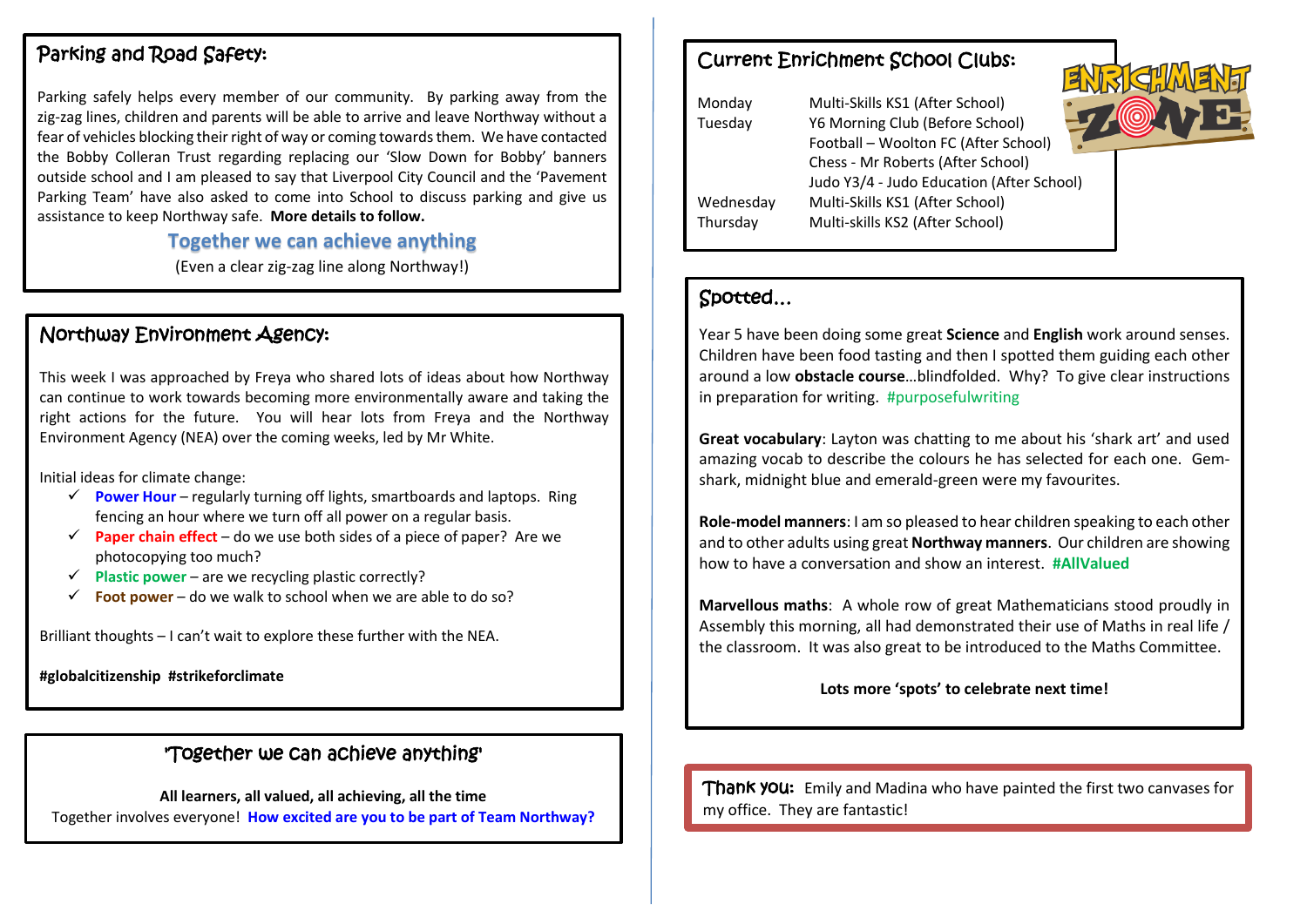## Parking and Road Safety:

Parking safely helps every member of our community. By parking away from the zig-zag lines, children and parents will be able to arrive and leave Northway without a fear of vehicles blocking their right of way or coming towards them. We have contacted the Bobby Colleran Trust regarding replacing our 'Slow Down for Bobby' banners outside school and I am pleased to say that Liverpool City Council and the 'Pavement Parking Team' have also asked to come into School to discuss parking and give us assistance to keep Northway safe. **More details to follow.**

**Together we can achieve anything**

(Even a clear zig-zag line along Northway!)

## Northway Environment Agency:

This week I was approached by Freya who shared lots of ideas about how Northway can continue to work towards becoming more environmentally aware and taking the right actions for the future. You will hear lots from Freya and the Northway Environment Agency (NEA) over the coming weeks, led by Mr White.

Initial ideas for climate change:

- ✓ **Power Hour** – regularly turning off lights, smartboards and laptops. Ring fencing an hour where we turn off all power on a regular basis.
- ✓ **Paper chain effect** – do we use both sides of a piece of paper? Are we photocopying too much?
- ✓ **Plastic power** – are we recycling plastic correctly?
- ✓ **Foot power** – do we walk to school when we are able to do so?

Brilliant thoughts – I can't wait to explore these further with the NEA.

**#globalcitizenship #strikeforclimate**

## 'Together we can achieve anything'

**All learners, all valued, all achieving, all the time**

Together involves everyone! **How excited are you to be part of Team Northway?**

## Current Enrichment School Clubs:

| | |
|---|---|
| Monday | Multi-Skills KS1 (After School) |
| Tuesday | Y6 Morning Club (Before School) |
| | Football – Woolton FC (After School) |
| | Chess - Mr Roberts (After School) |
| | Judo Y3/4 - Judo Education (After School) |
| Wednesday | Multi-Skills KS1 (After School) |
| Thursday | Multi-skills KS2 (After School) |

## Spotted…

Year 5 have been doing some great **Science** and **English** work around senses. Children have been food tasting and then I spotted them guiding each other around a low **obstacle course**…blindfolded. Why? To give clear instructions in preparation for writing. #purposefulwriting

**Great vocabulary**: Layton was chatting to me about his 'shark art' and used amazing vocab to describe the colours he has selected for each one. Gem-shark, midnight blue and emerald-green were my favourites.

**Role-model manners**: I am so pleased to hear children speaking to each other and to other adults using great **Northway manners**. Our children are showing how to have a conversation and show an interest. **#AllValued**

**Marvellous maths**: A whole row of great Mathematicians stood proudly in Assembly this morning, all had demonstrated their use of Maths in real life / the classroom. It was also great to be introduced to the Maths Committee.

**Lots more 'spots' to celebrate next time!**

**Thank you:** Emily and Madina who have painted the first two canvases for my office. They are fantastic!